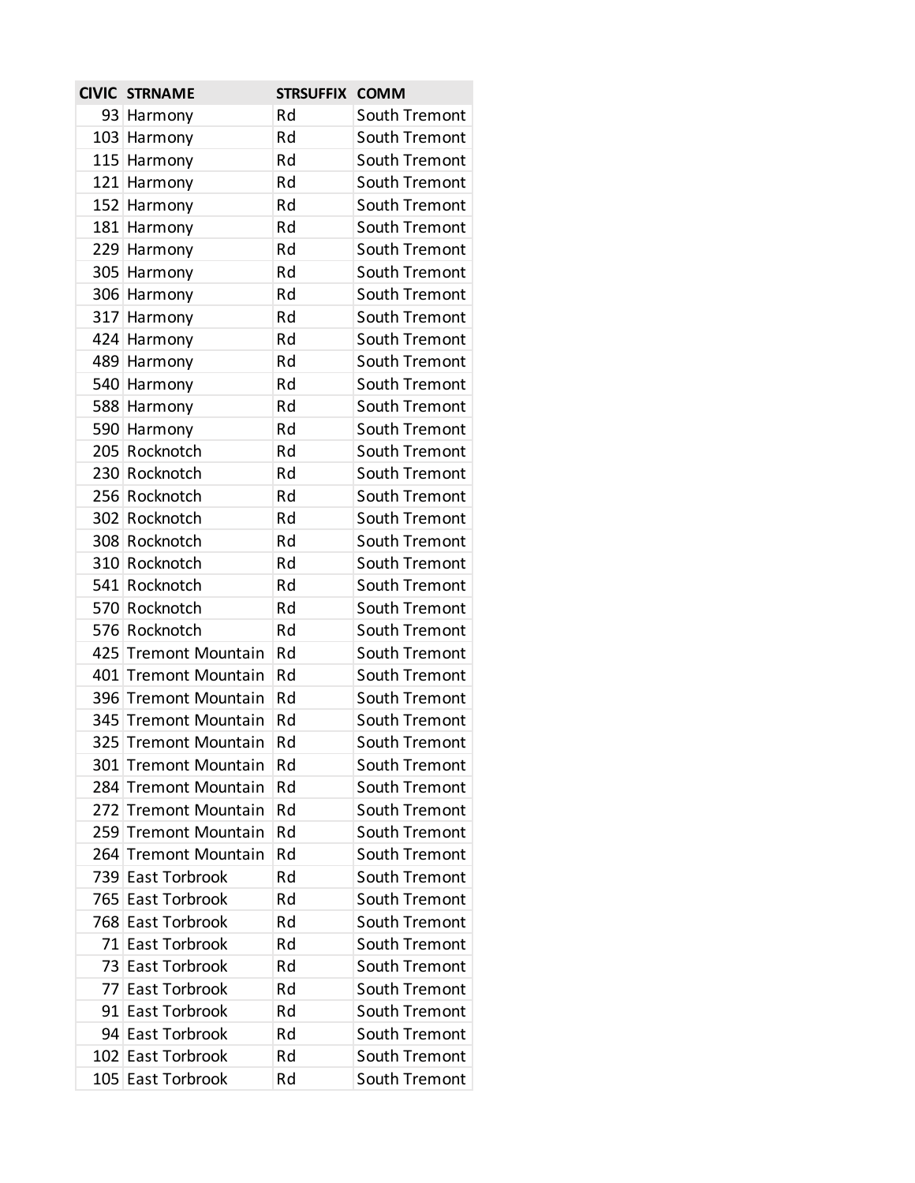| CIVIC | STRNAME | STRSUFFIX | COMM |
|---|---|---|---|
| 93 | Harmony | Rd | South Tremont |
| 103 | Harmony | Rd | South Tremont |
| 115 | Harmony | Rd | South Tremont |
| 121 | Harmony | Rd | South Tremont |
| 152 | Harmony | Rd | South Tremont |
| 181 | Harmony | Rd | South Tremont |
| 229 | Harmony | Rd | South Tremont |
| 305 | Harmony | Rd | South Tremont |
| 306 | Harmony | Rd | South Tremont |
| 317 | Harmony | Rd | South Tremont |
| 424 | Harmony | Rd | South Tremont |
| 489 | Harmony | Rd | South Tremont |
| 540 | Harmony | Rd | South Tremont |
| 588 | Harmony | Rd | South Tremont |
| 590 | Harmony | Rd | South Tremont |
| 205 | Rocknotch | Rd | South Tremont |
| 230 | Rocknotch | Rd | South Tremont |
| 256 | Rocknotch | Rd | South Tremont |
| 302 | Rocknotch | Rd | South Tremont |
| 308 | Rocknotch | Rd | South Tremont |
| 310 | Rocknotch | Rd | South Tremont |
| 541 | Rocknotch | Rd | South Tremont |
| 570 | Rocknotch | Rd | South Tremont |
| 576 | Rocknotch | Rd | South Tremont |
| 425 | Tremont Mountain | Rd | South Tremont |
| 401 | Tremont Mountain | Rd | South Tremont |
| 396 | Tremont Mountain | Rd | South Tremont |
| 345 | Tremont Mountain | Rd | South Tremont |
| 325 | Tremont Mountain | Rd | South Tremont |
| 301 | Tremont Mountain | Rd | South Tremont |
| 284 | Tremont Mountain | Rd | South Tremont |
| 272 | Tremont Mountain | Rd | South Tremont |
| 259 | Tremont Mountain | Rd | South Tremont |
| 264 | Tremont Mountain | Rd | South Tremont |
| 739 | East Torbrook | Rd | South Tremont |
| 765 | East Torbrook | Rd | South Tremont |
| 768 | East Torbrook | Rd | South Tremont |
| 71 | East Torbrook | Rd | South Tremont |
| 73 | East Torbrook | Rd | South Tremont |
| 77 | East Torbrook | Rd | South Tremont |
| 91 | East Torbrook | Rd | South Tremont |
| 94 | East Torbrook | Rd | South Tremont |
| 102 | East Torbrook | Rd | South Tremont |
| 105 | East Torbrook | Rd | South Tremont |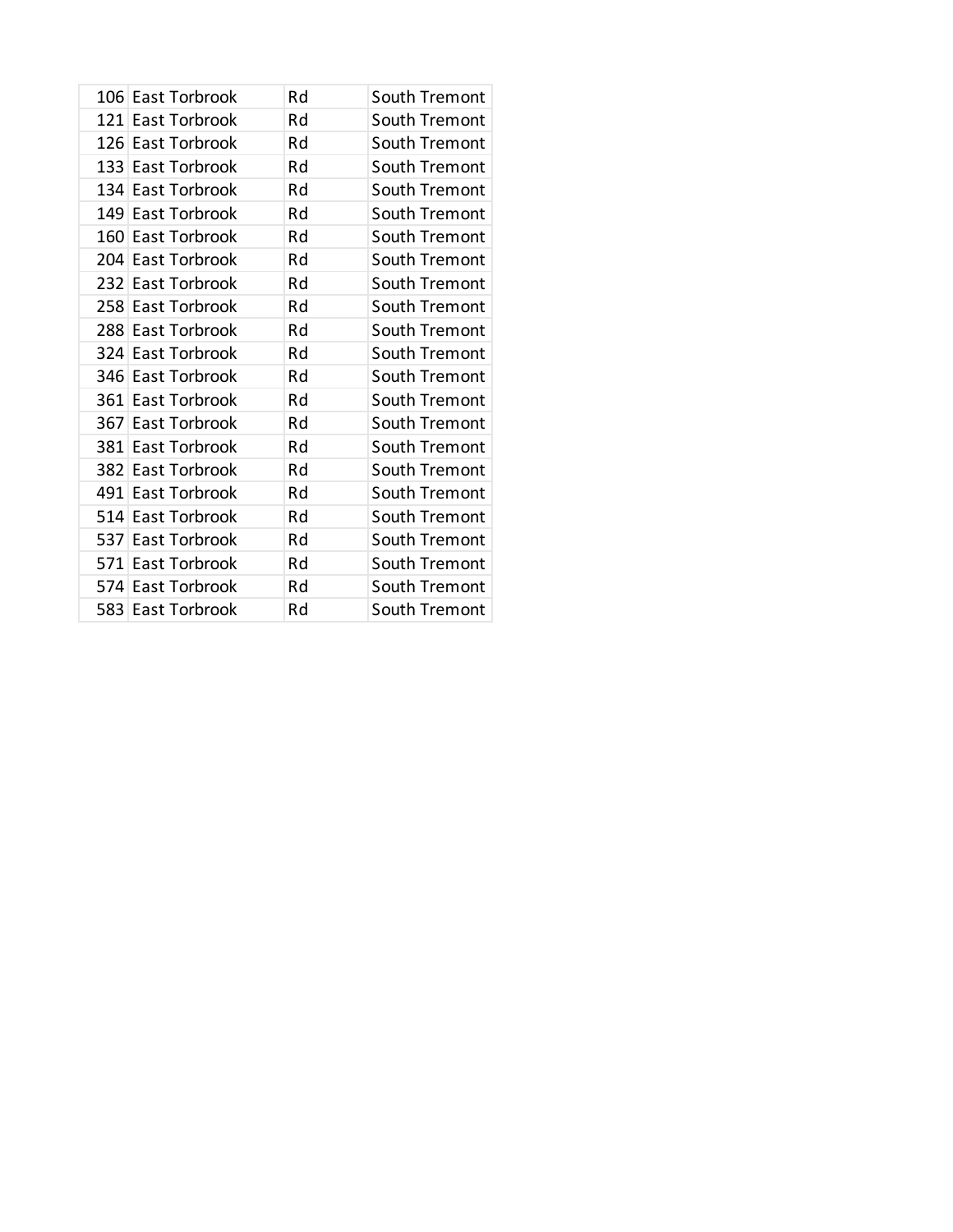| | | | |
|---|---|---|---|
| 106 | East Torbrook | Rd | South Tremont |
| 121 | East Torbrook | Rd | South Tremont |
| 126 | East Torbrook | Rd | South Tremont |
| 133 | East Torbrook | Rd | South Tremont |
| 134 | East Torbrook | Rd | South Tremont |
| 149 | East Torbrook | Rd | South Tremont |
| 160 | East Torbrook | Rd | South Tremont |
| 204 | East Torbrook | Rd | South Tremont |
| 232 | East Torbrook | Rd | South Tremont |
| 258 | East Torbrook | Rd | South Tremont |
| 288 | East Torbrook | Rd | South Tremont |
| 324 | East Torbrook | Rd | South Tremont |
| 346 | East Torbrook | Rd | South Tremont |
| 361 | East Torbrook | Rd | South Tremont |
| 367 | East Torbrook | Rd | South Tremont |
| 381 | East Torbrook | Rd | South Tremont |
| 382 | East Torbrook | Rd | South Tremont |
| 491 | East Torbrook | Rd | South Tremont |
| 514 | East Torbrook | Rd | South Tremont |
| 537 | East Torbrook | Rd | South Tremont |
| 571 | East Torbrook | Rd | South Tremont |
| 574 | East Torbrook | Rd | South Tremont |
| 583 | East Torbrook | Rd | South Tremont |